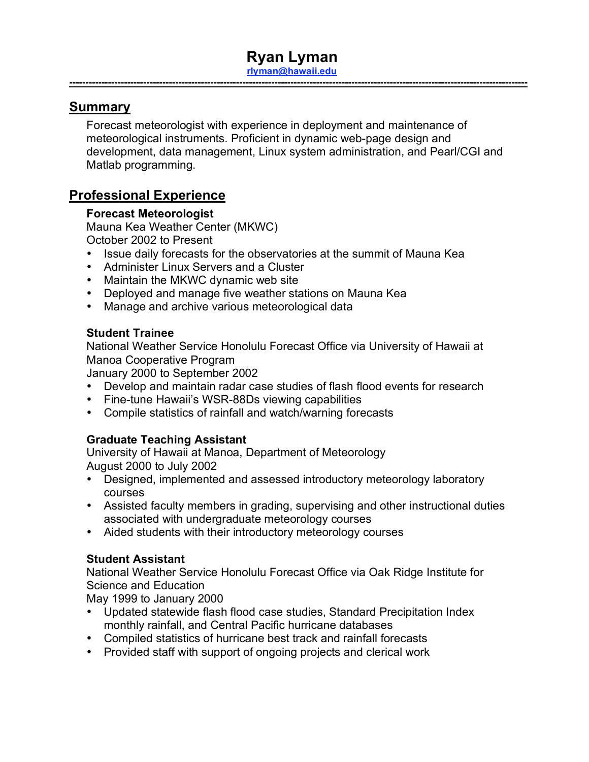# Ryan Lyman

rlyman@hawaii.edu

---

## Summary

Forecast meteorologist with experience in deployment and maintenance of meteorological instruments. Proficient in dynamic web-page design and development, data management, Linux system administration, and Pearl/CGI and Matlab programming.

## Professional Experience

**Forecast Meteorologist**
Mauna Kea Weather Center (MKWC)
October 2002 to Present

- Issue daily forecasts for the observatories at the summit of Mauna Kea
- Administer Linux Servers and a Cluster
- Maintain the MKWC dynamic web site
- Deployed and manage five weather stations on Mauna Kea
- Manage and archive various meteorological data

**Student Trainee**
National Weather Service Honolulu Forecast Office via University of Hawaii at Manoa Cooperative Program
January 2000 to September 2002

- Develop and maintain radar case studies of flash flood events for research
- Fine-tune Hawaii's WSR-88Ds viewing capabilities
- Compile statistics of rainfall and watch/warning forecasts

**Graduate Teaching Assistant**
University of Hawaii at Manoa, Department of Meteorology
August 2000 to July 2002

- Designed, implemented and assessed introductory meteorology laboratory courses
- Assisted faculty members in grading, supervising and other instructional duties associated with undergraduate meteorology courses
- Aided students with their introductory meteorology courses

**Student Assistant**
National Weather Service Honolulu Forecast Office via Oak Ridge Institute for Science and Education
May 1999 to January 2000

- Updated statewide flash flood case studies, Standard Precipitation Index monthly rainfall, and Central Pacific hurricane databases
- Compiled statistics of hurricane best track and rainfall forecasts
- Provided staff with support of ongoing projects and clerical work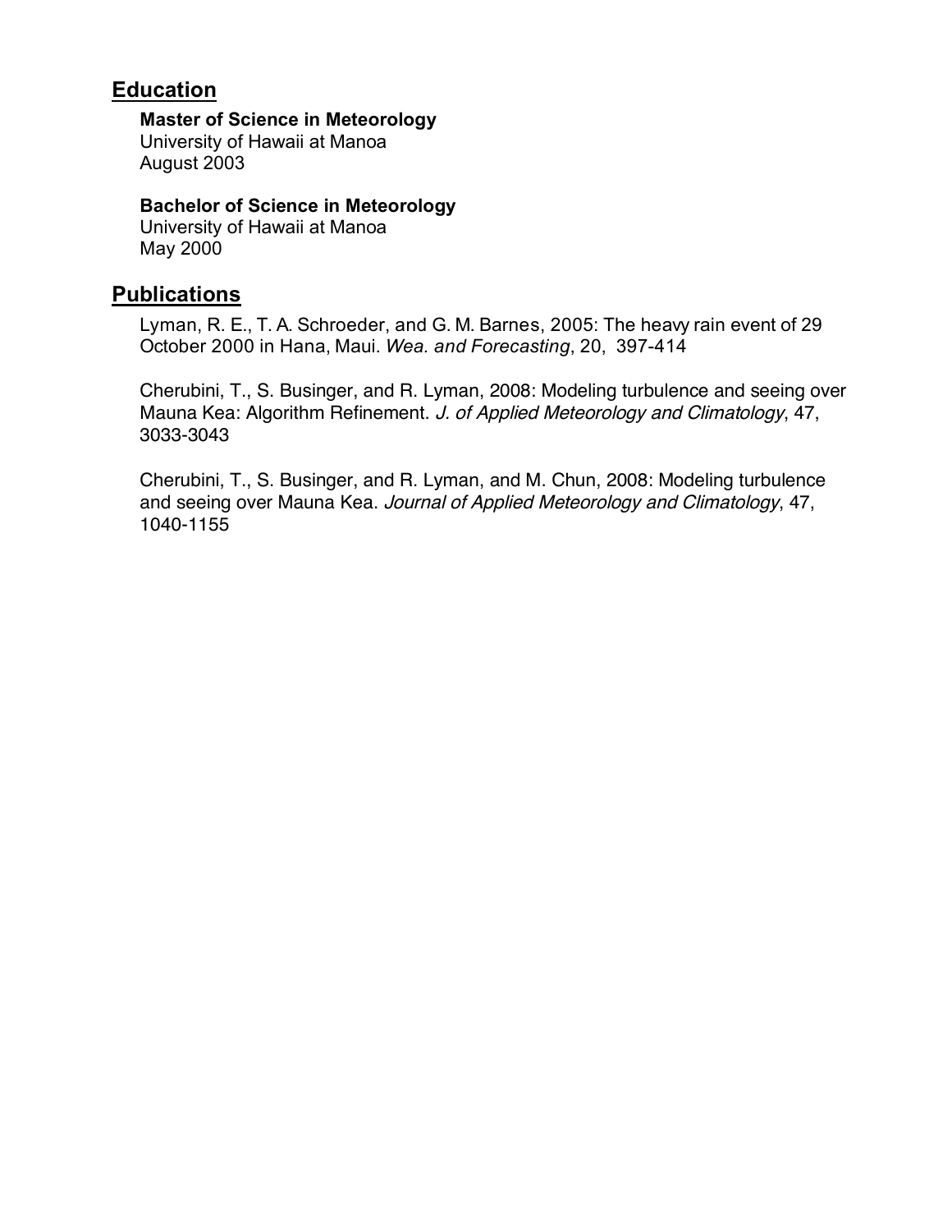## Education

**Master of Science in Meteorology**
University of Hawaii at Manoa
August 2003

**Bachelor of Science in Meteorology**
University of Hawaii at Manoa
May 2000

## Publications

Lyman, R. E., T. A. Schroeder, and G. M. Barnes, 2005: The heavy rain event of 29 October 2000 in Hana, Maui. *Wea. and Forecasting*, 20, 397-414

Cherubini, T., S. Businger, and R. Lyman, 2008: Modeling turbulence and seeing over Mauna Kea: Algorithm Refinement. *J. of Applied Meteorology and Climatology*, 47, 3033-3043

Cherubini, T., S. Businger, and R. Lyman, and M. Chun, 2008: Modeling turbulence and seeing over Mauna Kea. *Journal of Applied Meteorology and Climatology*, 47, 1040-1155